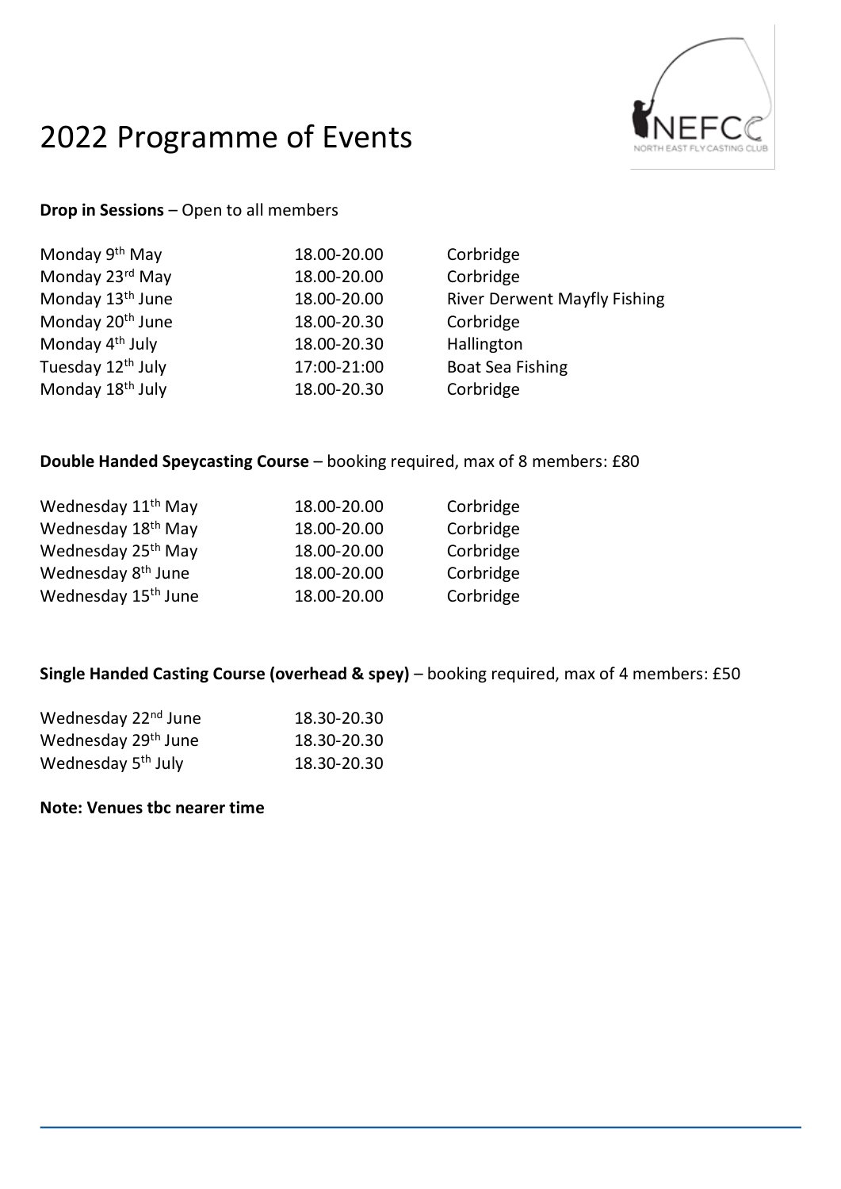# 2022 Programme of Events

**Drop in Sessions** – Open to all members

| | | |
|---|---|---|
| Monday 9th May | 18.00-20.00 | Corbridge |
| Monday 23rd May | 18.00-20.00 | Corbridge |
| Monday 13th June | 18.00-20.00 | River Derwent Mayfly Fishing |
| Monday 20th June | 18.00-20.30 | Corbridge |
| Monday 4th July | 18.00-20.30 | Hallington |
| Tuesday 12th July | 17:00-21:00 | Boat Sea Fishing |
| Monday 18th July | 18.00-20.30 | Corbridge |

**Double Handed Speycasting Course** – booking required, max of 8 members: £80

| | | |
|---|---|---|
| Wednesday 11th May | 18.00-20.00 | Corbridge |
| Wednesday 18th May | 18.00-20.00 | Corbridge |
| Wednesday 25th May | 18.00-20.00 | Corbridge |
| Wednesday 8th June | 18.00-20.00 | Corbridge |
| Wednesday 15th June | 18.00-20.00 | Corbridge |

**Single Handed Casting Course (overhead & spey)** – booking required, max of 4 members: £50

| | |
|---|---|
| Wednesday 22nd June | 18.30-20.30 |
| Wednesday 29th June | 18.30-20.30 |
| Wednesday 5th July | 18.30-20.30 |

**Note: Venues tbc nearer time**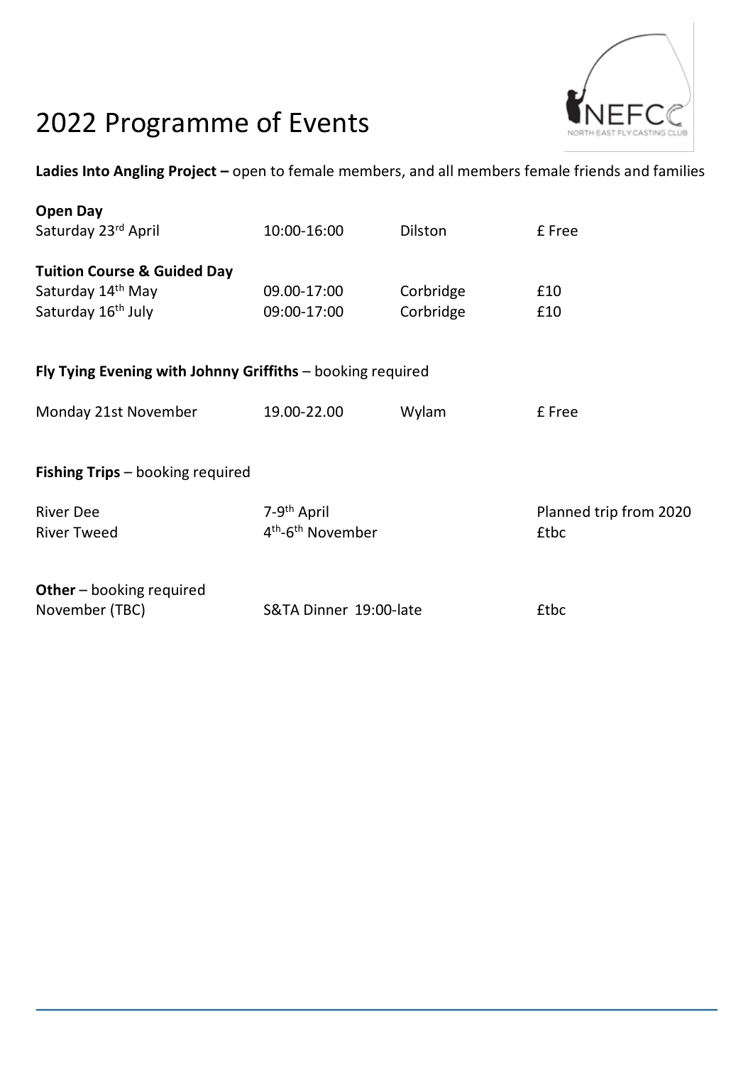# 2022 Programme of Events

**Ladies Into Angling Project –** open to female members, and all members female friends and families

**Open Day**

| | | | |
|---|---|---|---|
| Saturday 23rd April | 10:00-16:00 | Dilston | £ Free |

**Tuition Course & Guided Day**

| | | | |
|---|---|---|---|
| Saturday 14th May | 09.00-17:00 | Corbridge | £10 |
| Saturday 16th July | 09:00-17:00 | Corbridge | £10 |

**Fly Tying Evening with Johnny Griffiths** – booking required

| | | | |
|---|---|---|---|
| Monday 21st November | 19.00-22.00 | Wylam | £ Free |

**Fishing Trips** – booking required

| | | |
|---|---|---|
| River Dee | 7-9th April | Planned trip from 2020 |
| River Tweed | 4th-6th November | £tbc |

**Other** – booking required

| | | |
|---|---|---|
| November (TBC) | S&TA Dinner 19:00-late | £tbc |